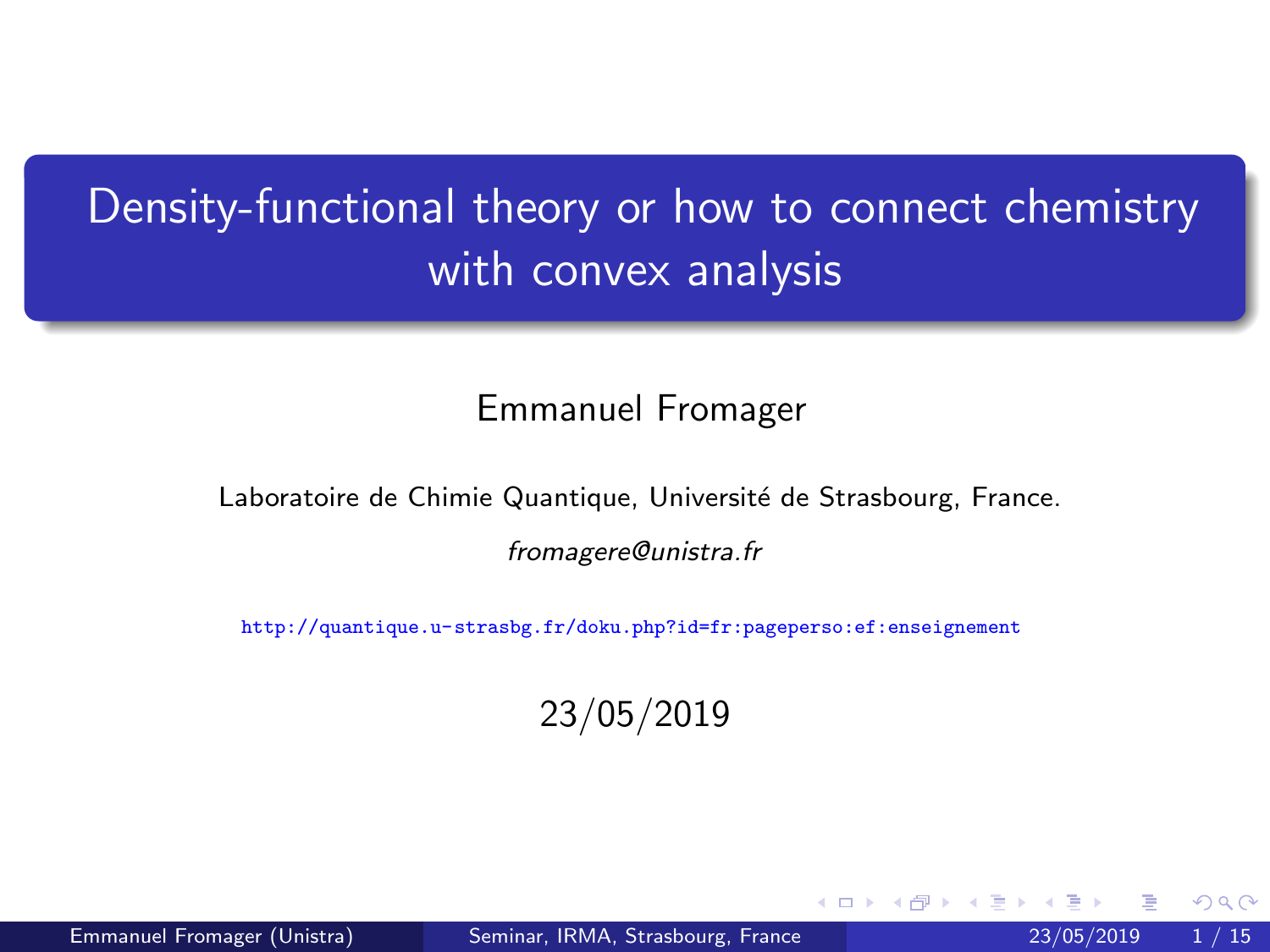# Density-functional theory or how to connect chemistry with convex analysis

Emmanuel Fromager

Laboratoire de Chimie Quantique, Université de Strasbourg, France.

*fromagere@unistra.fr*

http://quantique.u-strasbg.fr/doku.php?id=fr:pageperso:ef:enseignement

23/05/2019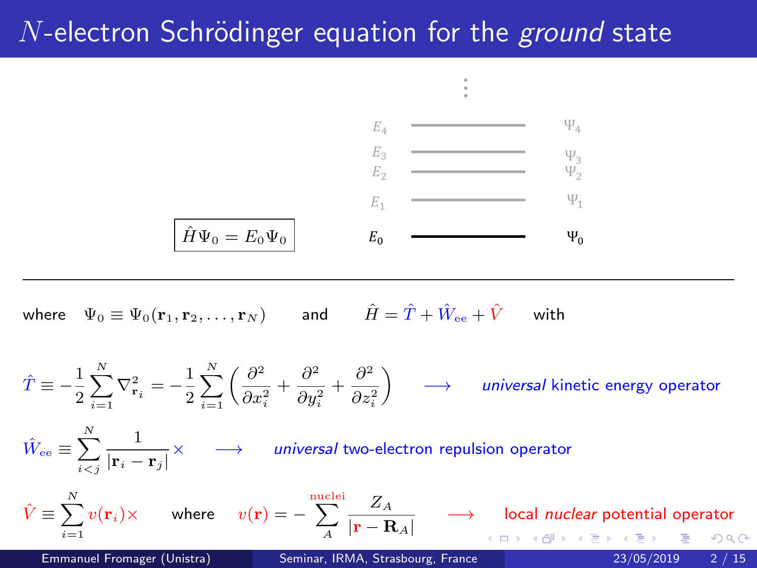# $N$-electron Schrödinger equation for the *ground* state

$$\hat{H}\Psi_0 = E_0\Psi_0$$

| | |
|---|---|
| $E_4$ | $\Psi_4$ |
| $E_3$ | $\Psi_3$ |
| $E_2$ | $\Psi_2$ |
| $E_1$ | $\Psi_1$ |
| $E_0$ | $\Psi_0$ |

where $\Psi_0 \equiv \Psi_0(\mathbf{r}_1, \mathbf{r}_2, \ldots, \mathbf{r}_N)$ and $\hat{H} = \hat{T} + \hat{W}_{\rm ee} + \hat{V}$ with

$$\hat{T} \equiv -\frac{1}{2}\sum_{i=1}^{N}\nabla^2_{\mathbf{r}_i} = -\frac{1}{2}\sum_{i=1}^{N}\left(\frac{\partial^2}{\partial x_i^2} + \frac{\partial^2}{\partial y_i^2} + \frac{\partial^2}{\partial z_i^2}\right) \longrightarrow$$ *universal* kinetic energy operator

$$\hat{W}_{\rm ee} \equiv \sum_{i<j}^{N}\frac{1}{|\mathbf{r}_i - \mathbf{r}_j|}\times \longrightarrow$$ *universal* two-electron repulsion operator

$$\hat{V} \equiv \sum_{i=1}^{N} v(\mathbf{r}_i)\times \quad \text{where} \quad v(\mathbf{r}) = -\sum_{A}^{\rm nuclei}\frac{Z_A}{|\mathbf{r} - \mathbf{R}_A|} \longrightarrow$$ local *nuclear* potential operator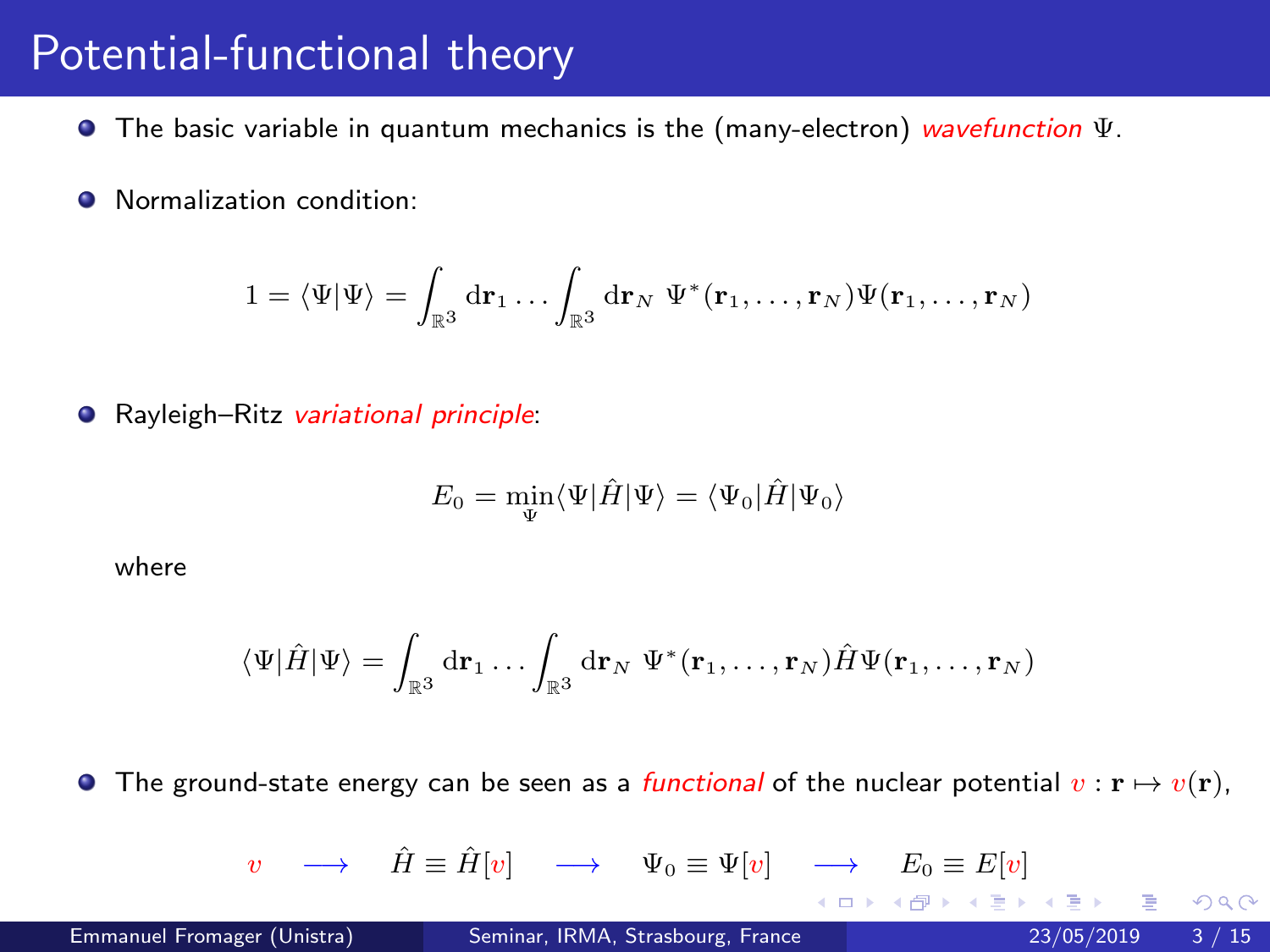# Potential-functional theory

- The basic variable in quantum mechanics is the (many-electron) *wavefunction* $\Psi$.

- Normalization condition:

$$1 = \langle \Psi | \Psi \rangle = \int_{\mathbb{R}^3} \mathrm{d}\mathbf{r}_1 \ldots \int_{\mathbb{R}^3} \mathrm{d}\mathbf{r}_N \ \Psi^*(\mathbf{r}_1, \ldots, \mathbf{r}_N)\Psi(\mathbf{r}_1, \ldots, \mathbf{r}_N)$$

- Rayleigh–Ritz *variational principle*:

$$E_0 = \min_{\Psi} \langle \Psi | \hat{H} | \Psi \rangle = \langle \Psi_0 | \hat{H} | \Psi_0 \rangle$$

where

$$\langle \Psi | \hat{H} | \Psi \rangle = \int_{\mathbb{R}^3} \mathrm{d}\mathbf{r}_1 \ldots \int_{\mathbb{R}^3} \mathrm{d}\mathbf{r}_N \ \Psi^*(\mathbf{r}_1, \ldots, \mathbf{r}_N) \hat{H} \Psi(\mathbf{r}_1, \ldots, \mathbf{r}_N)$$

- The ground-state energy can be seen as a *functional* of the nuclear potential $v : \mathbf{r} \mapsto v(\mathbf{r})$,

$$v \quad \longrightarrow \quad \hat{H} \equiv \hat{H}[v] \quad \longrightarrow \quad \Psi_0 \equiv \Psi[v] \quad \longrightarrow \quad E_0 \equiv E[v]$$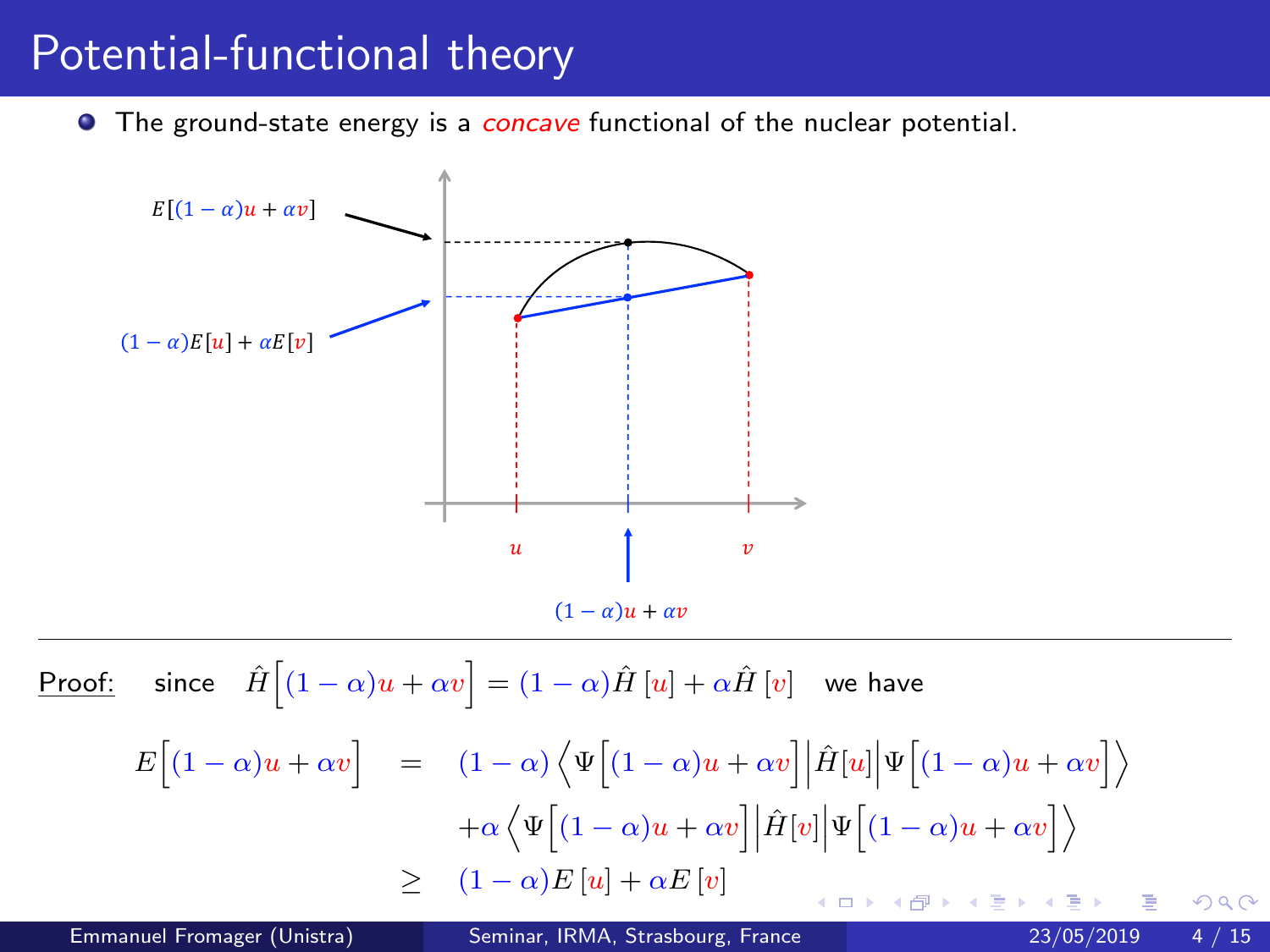# Potential-functional theory

- The ground-state energy is a *concave* functional of the nuclear potential.

$E[(1-\alpha)u+\alpha v]$

$(1-\alpha)E[u]+\alpha E[v]$

$u$ $\quad$ $v$

$(1-\alpha)u+\alpha v$

---

Proof: since $\hat{H}\Big[(1-\alpha)u+\alpha v\Big]=(1-\alpha)\hat{H}\,[u]+\alpha\hat{H}\,[v]$ we have

$$
\begin{aligned}
E\Big[(1-\alpha)u+\alpha v\Big] \quad &= \quad (1-\alpha)\left\langle\Psi\Big[(1-\alpha)u+\alpha v\Big]\Big|\hat{H}[u]\Big|\Psi\Big[(1-\alpha)u+\alpha v\Big]\right\rangle \\
&\quad +\alpha\left\langle\Psi\Big[(1-\alpha)u+\alpha v\Big]\Big|\hat{H}[v]\Big|\Psi\Big[(1-\alpha)u+\alpha v\Big]\right\rangle \\
&\geq \quad (1-\alpha)E\,[u]+\alpha E\,[v]
\end{aligned}
$$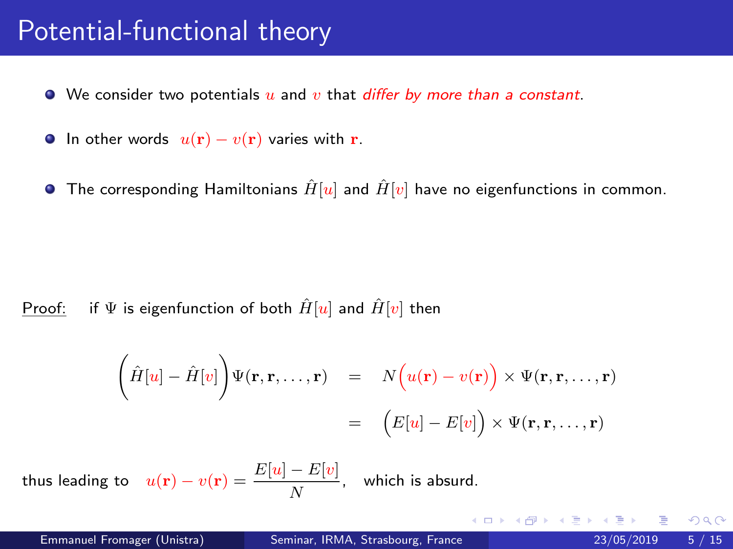# Potential-functional theory

- We consider two potentials $u$ and $v$ that *differ by more than a constant*.
- In other words $u(\mathbf{r}) - v(\mathbf{r})$ varies with $\mathbf{r}$.
- The corresponding Hamiltonians $\hat{H}[u]$ and $\hat{H}[v]$ have no eigenfunctions in common.

Proof: if $\Psi$ is eigenfunction of both $\hat{H}[u]$ and $\hat{H}[v]$ then

$$
\begin{aligned}
\left(\hat{H}[u] - \hat{H}[v]\right)\Psi(\mathbf{r},\mathbf{r},\ldots,\mathbf{r}) &= N\Big(u(\mathbf{r}) - v(\mathbf{r})\Big) \times \Psi(\mathbf{r},\mathbf{r},\ldots,\mathbf{r}) \\
&= \Big(E[u] - E[v]\Big) \times \Psi(\mathbf{r},\mathbf{r},\ldots,\mathbf{r})
\end{aligned}
$$

thus leading to $u(\mathbf{r}) - v(\mathbf{r}) = \dfrac{E[u] - E[v]}{N}$, which is absurd.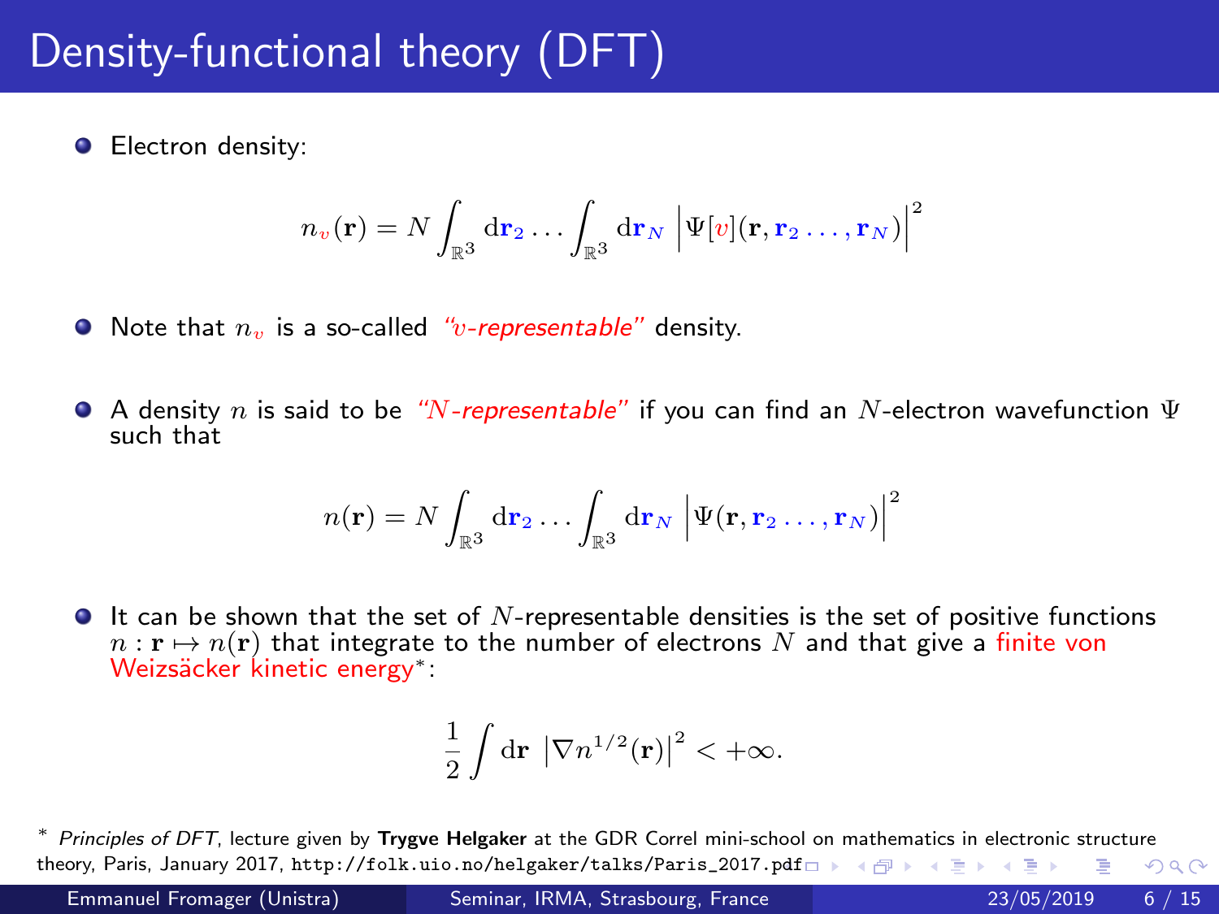# Density-functional theory (DFT)

- Electron density:

$$n_v(\mathbf{r}) = N \int_{\mathbb{R}^3} \mathrm{d}\mathbf{r}_2 \ldots \int_{\mathbb{R}^3} \mathrm{d}\mathbf{r}_N \left|\Psi[v](\mathbf{r}, \mathbf{r}_2 \ldots, \mathbf{r}_N)\right|^2$$

- Note that $n_v$ is a so-called *"$v$-representable"* density.

- A density $n$ is said to be *"$N$-representable"* if you can find an $N$-electron wavefunction $\Psi$ such that

$$n(\mathbf{r}) = N \int_{\mathbb{R}^3} \mathrm{d}\mathbf{r}_2 \ldots \int_{\mathbb{R}^3} \mathrm{d}\mathbf{r}_N \left|\Psi(\mathbf{r}, \mathbf{r}_2 \ldots, \mathbf{r}_N)\right|^2$$

- It can be shown that the set of $N$-representable densities is the set of positive functions $n : \mathbf{r} \mapsto n(\mathbf{r})$ that integrate to the number of electrons $N$ and that give a finite von Weizsäcker kinetic energy*:

$$\frac{1}{2} \int \mathrm{d}\mathbf{r} \, \left|\nabla n^{1/2}(\mathbf{r})\right|^2 < +\infty.$$

* *Principles of DFT*, lecture given by **Trygve Helgaker** at the GDR Correl mini-school on mathematics in electronic structure theory, Paris, January 2017, `http://folk.uio.no/helgaker/talks/Paris_2017.pdf`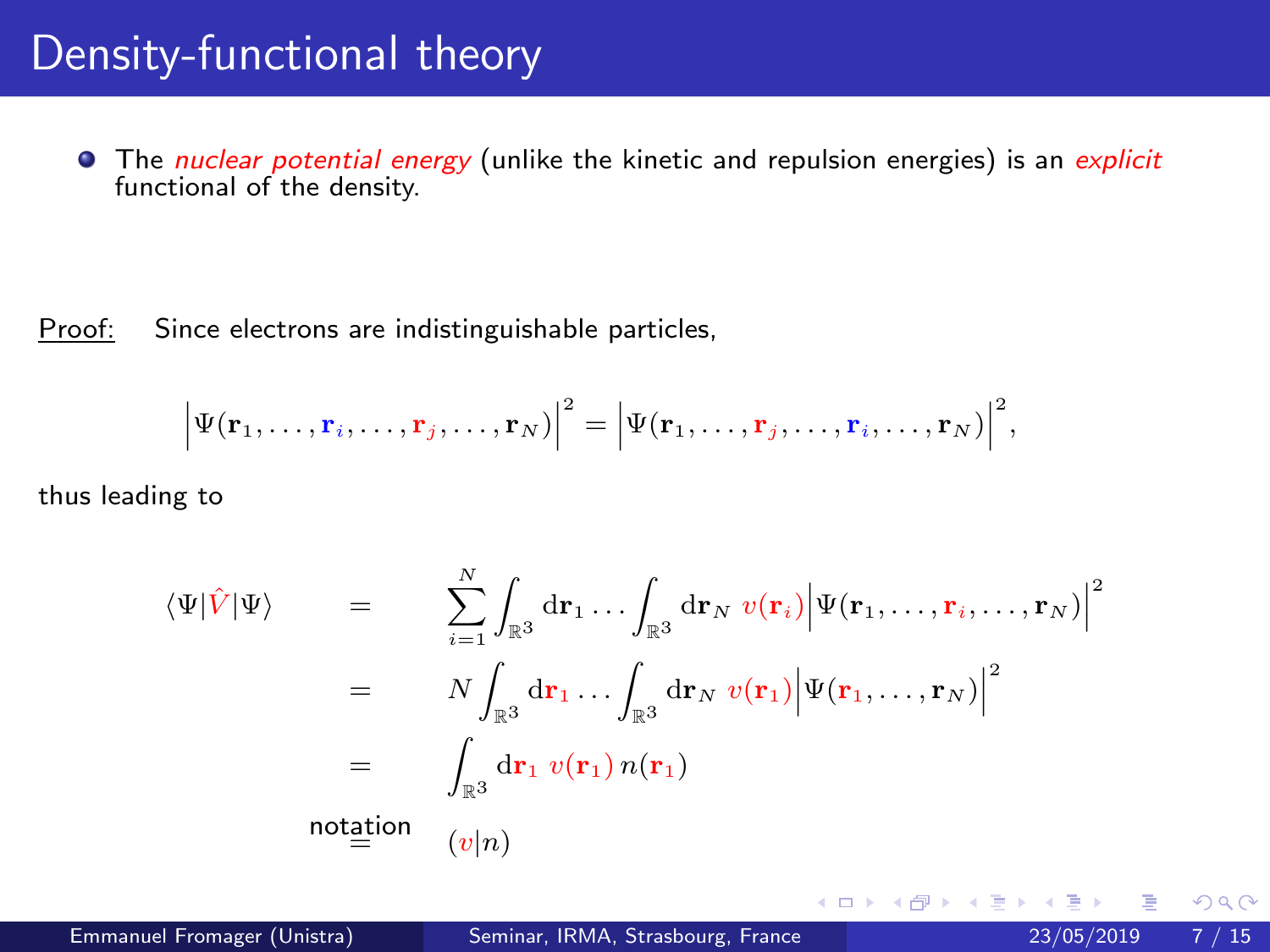# Density-functional theory

- The *nuclear potential energy* (unlike the kinetic and repulsion energies) is an *explicit* functional of the density.

Proof: Since electrons are indistinguishable particles,

$$\left|\Psi(\mathbf{r}_1,\ldots,\mathbf{r}_i,\ldots,\mathbf{r}_j,\ldots,\mathbf{r}_N)\right|^2 = \left|\Psi(\mathbf{r}_1,\ldots,\mathbf{r}_j,\ldots,\mathbf{r}_i,\ldots,\mathbf{r}_N)\right|^2,$$

thus leading to

$$
\begin{aligned}
\langle\Psi|\hat{V}|\Psi\rangle &= \sum_{i=1}^{N}\int_{\mathbb{R}^3}\mathrm{d}\mathbf{r}_1\ldots\int_{\mathbb{R}^3}\mathrm{d}\mathbf{r}_N\; v(\mathbf{r}_i)\left|\Psi(\mathbf{r}_1,\ldots,\mathbf{r}_i,\ldots,\mathbf{r}_N)\right|^2 \\
&= N\int_{\mathbb{R}^3}\mathrm{d}\mathbf{r}_1\ldots\int_{\mathbb{R}^3}\mathrm{d}\mathbf{r}_N\; v(\mathbf{r}_1)\left|\Psi(\mathbf{r}_1,\ldots,\mathbf{r}_N)\right|^2 \\
&= \int_{\mathbb{R}^3}\mathrm{d}\mathbf{r}_1\; v(\mathbf{r}_1)\,n(\mathbf{r}_1) \\
&\overset{\text{notation}}{=} (v|n)
\end{aligned}
$$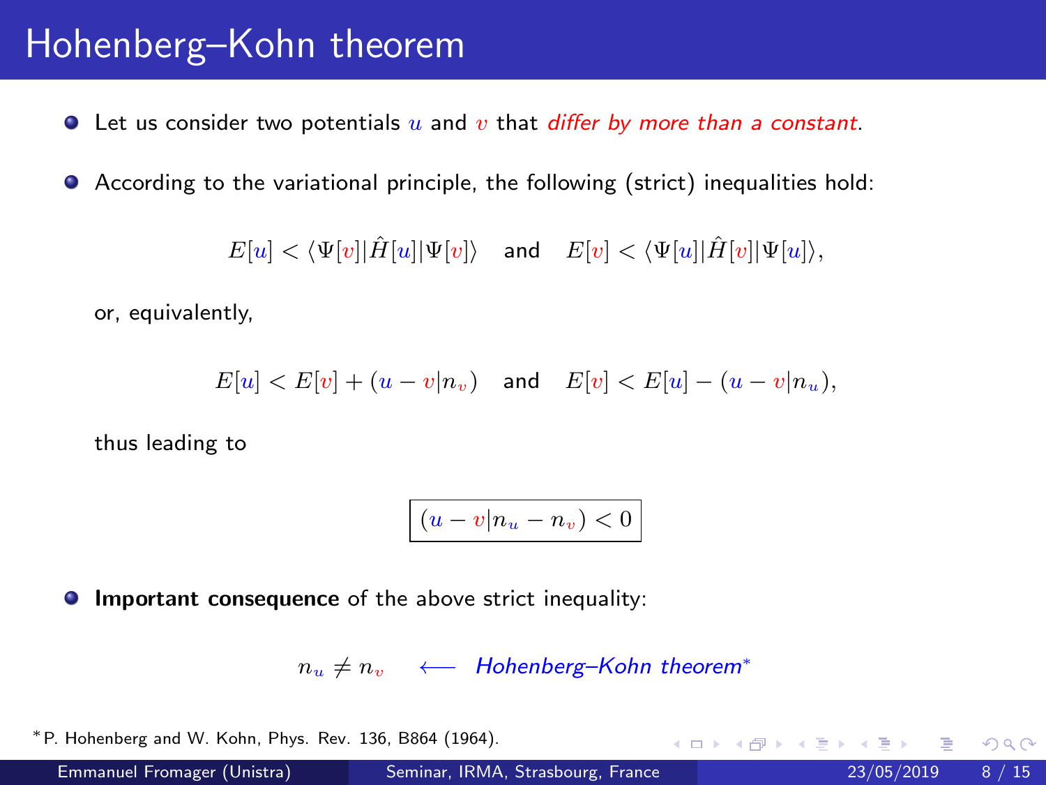# Hohenberg–Kohn theorem

- Let us consider two potentials $u$ and $v$ that *differ by more than a constant*.

- According to the variational principle, the following (strict) inequalities hold:

$$E[u] < \langle \Psi[v] | \hat{H}[u] | \Psi[v] \rangle \quad \text{and} \quad E[v] < \langle \Psi[u] | \hat{H}[v] | \Psi[u] \rangle,$$

  or, equivalently,

$$E[u] < E[v] + (u - v | n_v) \quad \text{and} \quad E[v] < E[u] - (u - v | n_u),$$

  thus leading to

$$\boxed{(u - v | n_u - n_v) < 0}$$

- **Important consequence** of the above strict inequality:

$$n_u \neq n_v \quad \longleftarrow \quad \textit{Hohenberg–Kohn theorem}^{*}$$

*P. Hohenberg and W. Kohn, Phys. Rev. 136, B864 (1964).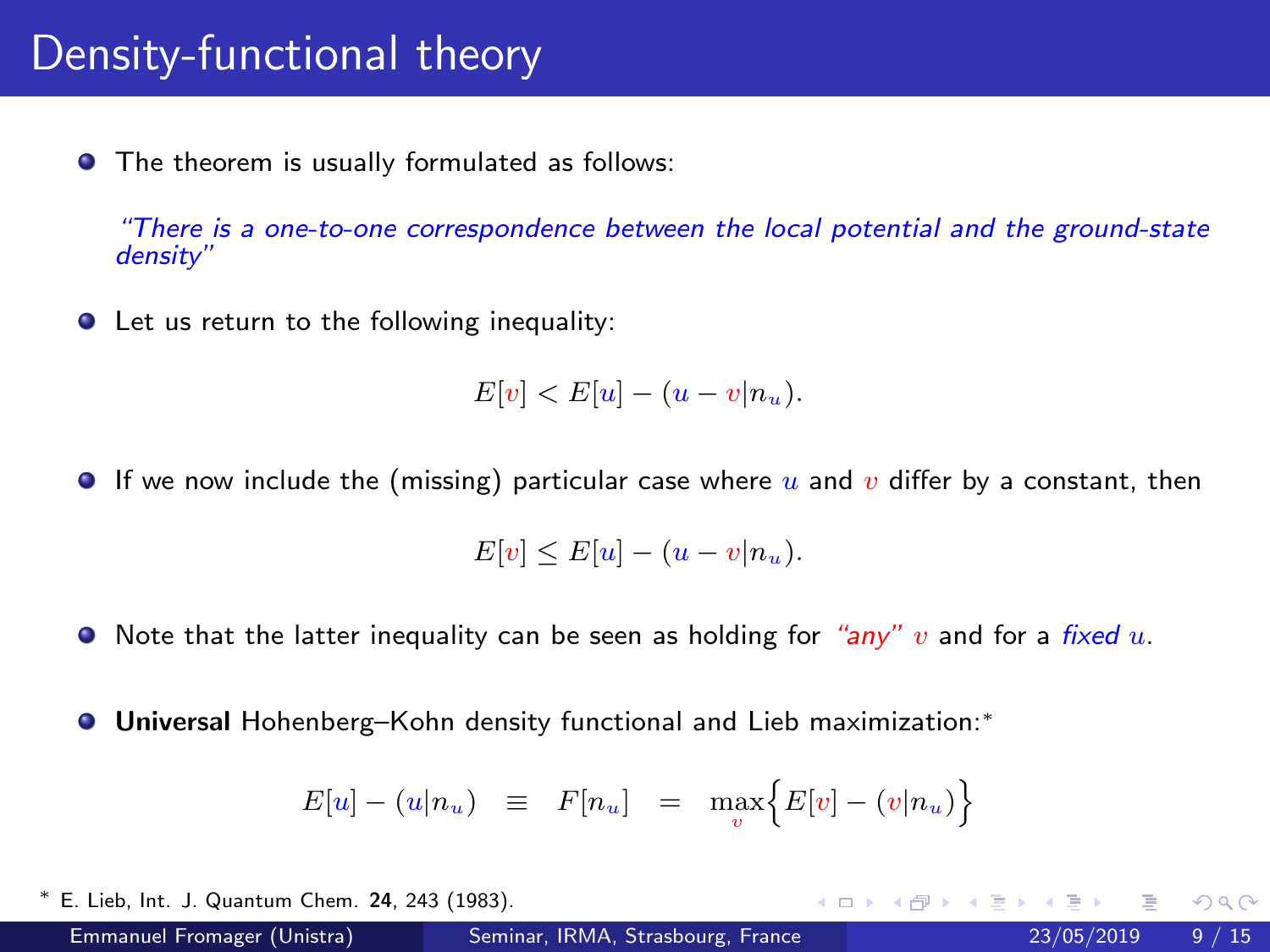# Density-functional theory

- The theorem is usually formulated as follows:

  *"There is a one-to-one correspondence between the local potential and the ground-state density"*

- Let us return to the following inequality:

$$E[v] < E[u] - (u - v|n_u).$$

- If we now include the (missing) particular case where $u$ and $v$ differ by a constant, then

$$E[v] \leq E[u] - (u - v|n_u).$$

- Note that the latter inequality can be seen as holding for *"any"* $v$ and for a *fixed* $u$.

- **Universal** Hohenberg–Kohn density functional and Lieb maximization:*

$$E[u] - (u|n_u) \quad \equiv \quad F[n_u] \quad = \quad \max_{v}\Big\{E[v] - (v|n_u)\Big\}$$

* E. Lieb, Int. J. Quantum Chem. **24**, 243 (1983).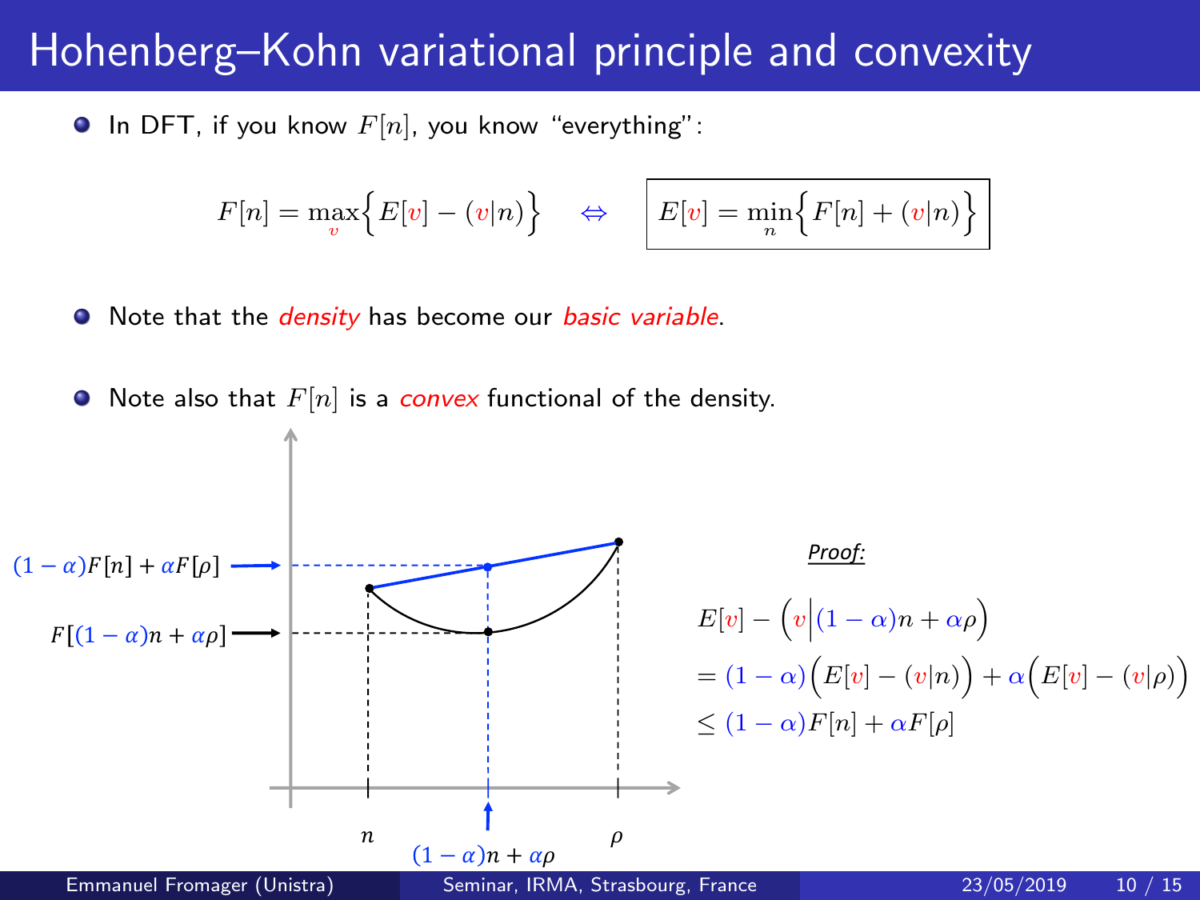# Hohenberg–Kohn variational principle and convexity

- In DFT, if you know $F[n]$, you know "everything":

$$F[n] = \max_{v}\Big\{E[v] - (v|n)\Big\} \quad \Leftrightarrow \quad \boxed{E[v] = \min_{n}\Big\{F[n] + (v|n)\Big\}}$$

- Note that the *density* has become our *basic variable*.

- Note also that $F[n]$ is a *convex* functional of the density.

$(1-\alpha)F[n] + \alpha F[\rho]$

$F[(1-\alpha)n + \alpha\rho]$

$n$ $\quad (1-\alpha)n + \alpha\rho \quad$ $\rho$

*Proof:*

$$\begin{aligned}
&E[v] - \Big(v\Big|(1-\alpha)n + \alpha\rho\Big) \\
&= (1-\alpha)\Big(E[v] - (v|n)\Big) + \alpha\Big(E[v] - (v|\rho)\Big) \\
&\leq (1-\alpha)F[n] + \alpha F[\rho]
\end{aligned}$$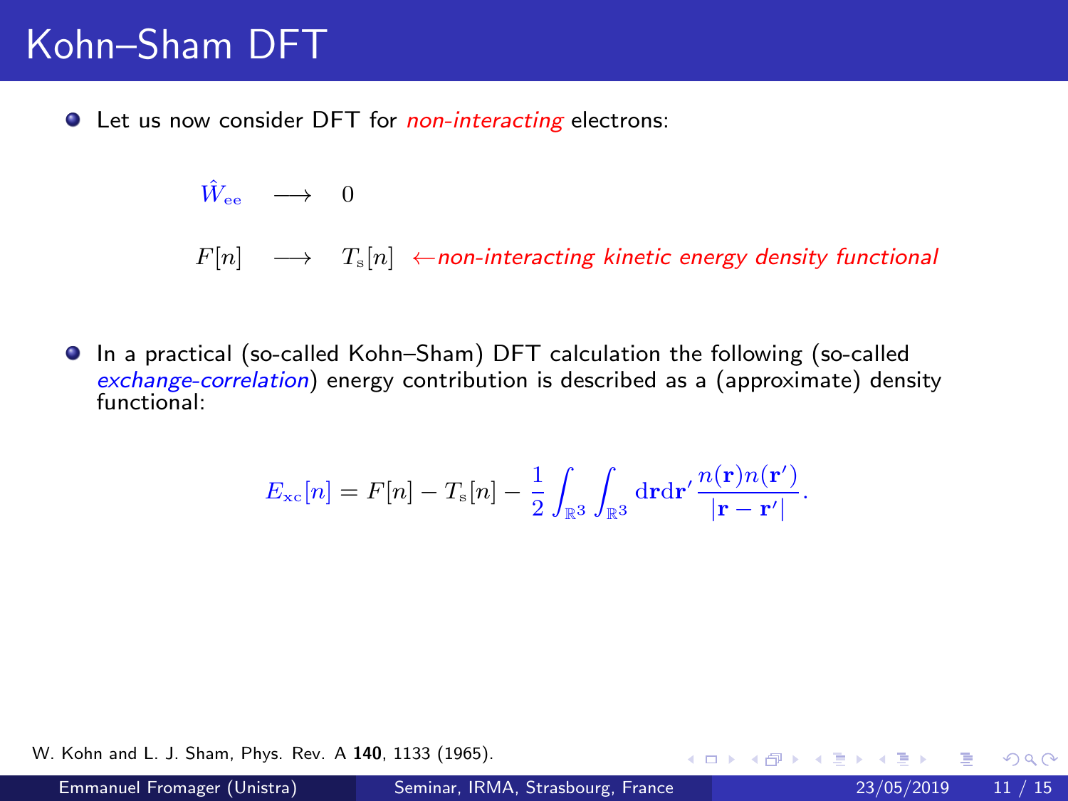# Kohn–Sham DFT

- Let us now consider DFT for *non-interacting* electrons:

$$\hat{W}_{\rm ee} \quad \longrightarrow \quad 0$$

$$F[n] \quad \longrightarrow \quad T_{\rm s}[n] \quad \leftarrow \textit{non-interacting kinetic energy density functional}$$

- In a practical (so-called Kohn–Sham) DFT calculation the following (so-called *exchange-correlation*) energy contribution is described as a (approximate) density functional:

$$E_{\rm xc}[n] = F[n] - T_{\rm s}[n] - \frac{1}{2}\int_{\mathbb{R}^3}\int_{\mathbb{R}^3} {\rm d}\mathbf{r}{\rm d}\mathbf{r}'\,\frac{n(\mathbf{r})n(\mathbf{r}')}{|\mathbf{r}-\mathbf{r}'|}.$$

W. Kohn and L. J. Sham, Phys. Rev. A **140**, 1133 (1965).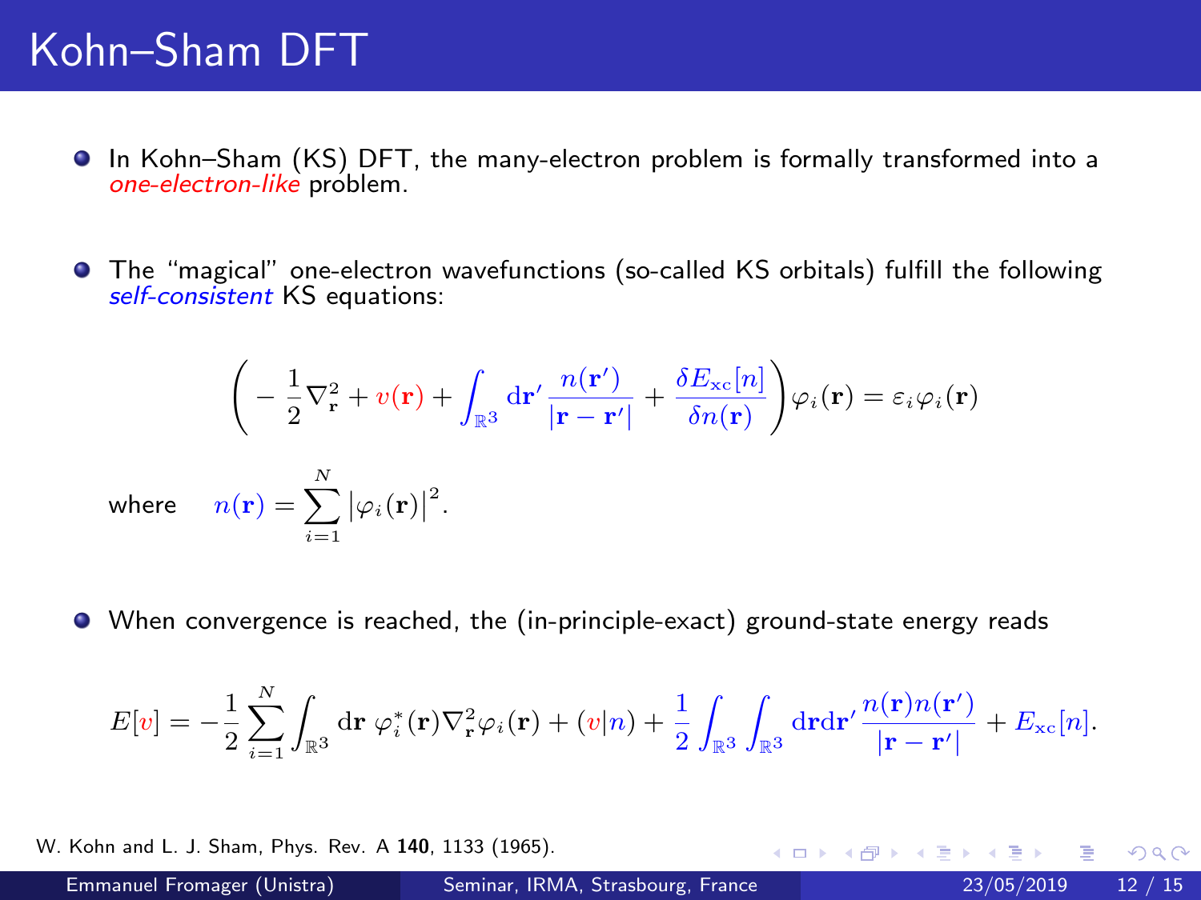# Kohn–Sham DFT

- In Kohn–Sham (KS) DFT, the many-electron problem is formally transformed into a *one-electron-like* problem.

- The "magical" one-electron wavefunctions (so-called KS orbitals) fulfill the following *self-consistent* KS equations:

$$\left( -\frac{1}{2}\nabla^2_{\mathbf{r}} + v(\mathbf{r}) + \int_{\mathbb{R}^3} \mathrm{d}\mathbf{r}' \, \frac{n(\mathbf{r}')}{|\mathbf{r}-\mathbf{r}'|} + \frac{\delta E_{\mathrm{xc}}[n]}{\delta n(\mathbf{r})} \right) \varphi_i(\mathbf{r}) = \varepsilon_i \varphi_i(\mathbf{r})$$

where $n(\mathbf{r}) = \sum_{i=1}^{N} \left|\varphi_i(\mathbf{r})\right|^2.$

- When convergence is reached, the (in-principle-exact) ground-state energy reads

$$E[v] = -\frac{1}{2}\sum_{i=1}^{N} \int_{\mathbb{R}^3} \mathrm{d}\mathbf{r} \; \varphi_i^*(\mathbf{r}) \nabla^2_{\mathbf{r}} \varphi_i(\mathbf{r}) + (v|n) + \frac{1}{2}\int_{\mathbb{R}^3}\int_{\mathbb{R}^3} \mathrm{d}\mathbf{r}\mathrm{d}\mathbf{r}' \, \frac{n(\mathbf{r})n(\mathbf{r}')}{|\mathbf{r}-\mathbf{r}'|} + E_{\mathrm{xc}}[n].$$

W. Kohn and L. J. Sham, Phys. Rev. A **140**, 1133 (1965).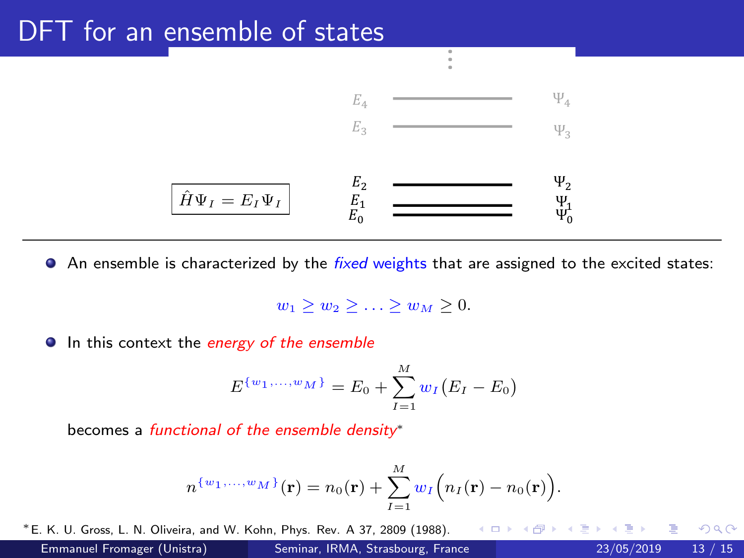# DFT for an ensemble of states

$$\hat{H}\Psi_I = E_I \Psi_I$$

| | | |
|---|---|---|
| $\vdots$ | | |
| $E_4$ | ——— | $\Psi_4$ |
| $E_3$ | ——— | $\Psi_3$ |
| $E_2$ | ——— | $\Psi_2$ |
| $E_1$ | ——— | $\Psi_1$ |
| $E_0$ | ——— | $\Psi_0$ |

- An ensemble is characterized by the *fixed* weights that are assigned to the excited states:

$$w_1 \geq w_2 \geq \ldots \geq w_M \geq 0.$$

- In this context the *energy of the ensemble*

$$E^{\{w_1,\ldots,w_M\}} = E_0 + \sum_{I=1}^{M} w_I \left(E_I - E_0\right)$$

becomes a *functional of the ensemble density**

$$n^{\{w_1,\ldots,w_M\}}(\mathbf{r}) = n_0(\mathbf{r}) + \sum_{I=1}^{M} w_I \Big(n_I(\mathbf{r}) - n_0(\mathbf{r})\Big).$$

*E. K. U. Gross, L. N. Oliveira, and W. Kohn, Phys. Rev. A 37, 2809 (1988).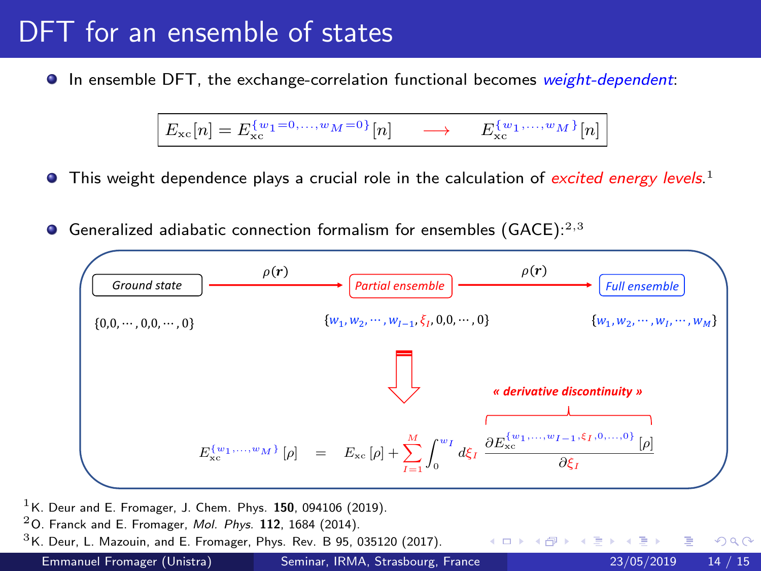# DFT for an ensemble of states

- In ensemble DFT, the exchange-correlation functional becomes *weight-dependent*:

$$E_{\rm xc}[n] = E_{\rm xc}^{\{w_1=0,\ldots,w_M=0\}}[n] \quad \longrightarrow \quad E_{\rm xc}^{\{w_1,\ldots,w_M\}}[n]$$

- This weight dependence plays a crucial role in the calculation of *excited energy levels*.[1]

- Generalized adiabatic connection formalism for ensembles (GACE):[2,3]

*Ground state* $\{0,0,\cdots,0,0,\cdots,0\}$ $\xrightarrow{\rho(\mathbf{r})}$ *Partial ensemble* $\{w_1,w_2,\cdots,w_{I-1},\xi_I,0,0,\cdots,0\}$ $\xrightarrow{\rho(\mathbf{r})}$ *Full ensemble* $\{w_1,w_2,\cdots,w_I,\cdots,w_M\}$

**« derivative discontinuity »**

$$E_{\rm xc}^{\{w_1,\ldots,w_M\}}[\rho] = E_{\rm xc}[\rho] + \sum_{I=1}^{M} \int_0^{w_I} d\xi_I \, \frac{\partial E_{\rm xc}^{\{w_1,\ldots,w_{I-1},\xi_I,0,\ldots,0\}}}{\partial \xi_I}[\rho]$$

[1] K. Deur and E. Fromager, J. Chem. Phys. **150**, 094106 (2019).

[2] O. Franck and E. Fromager, *Mol. Phys.* **112**, 1684 (2014).

[3] K. Deur, L. Mazouin, and E. Fromager, Phys. Rev. B 95, 035120 (2017).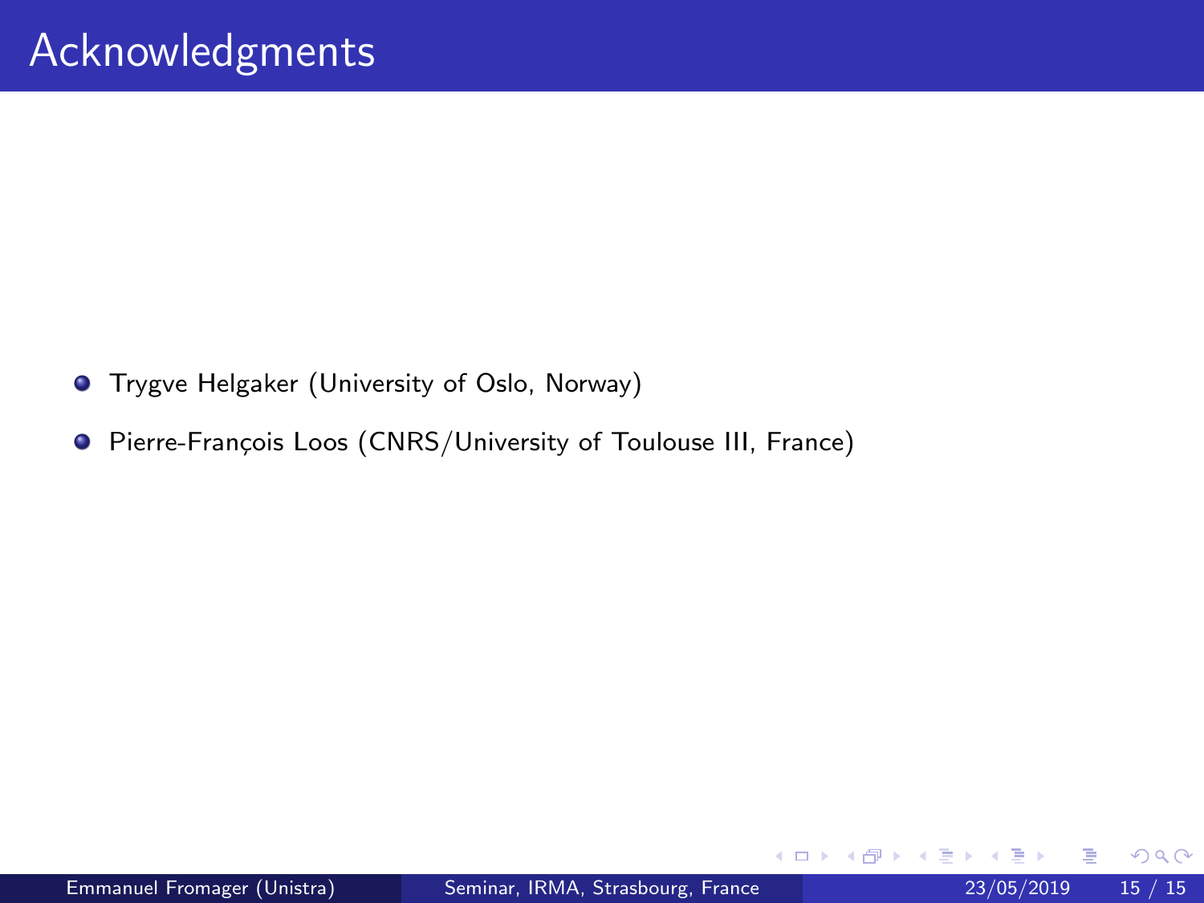# Acknowledgments

- Trygve Helgaker (University of Oslo, Norway)
- Pierre-François Loos (CNRS/University of Toulouse III, France)